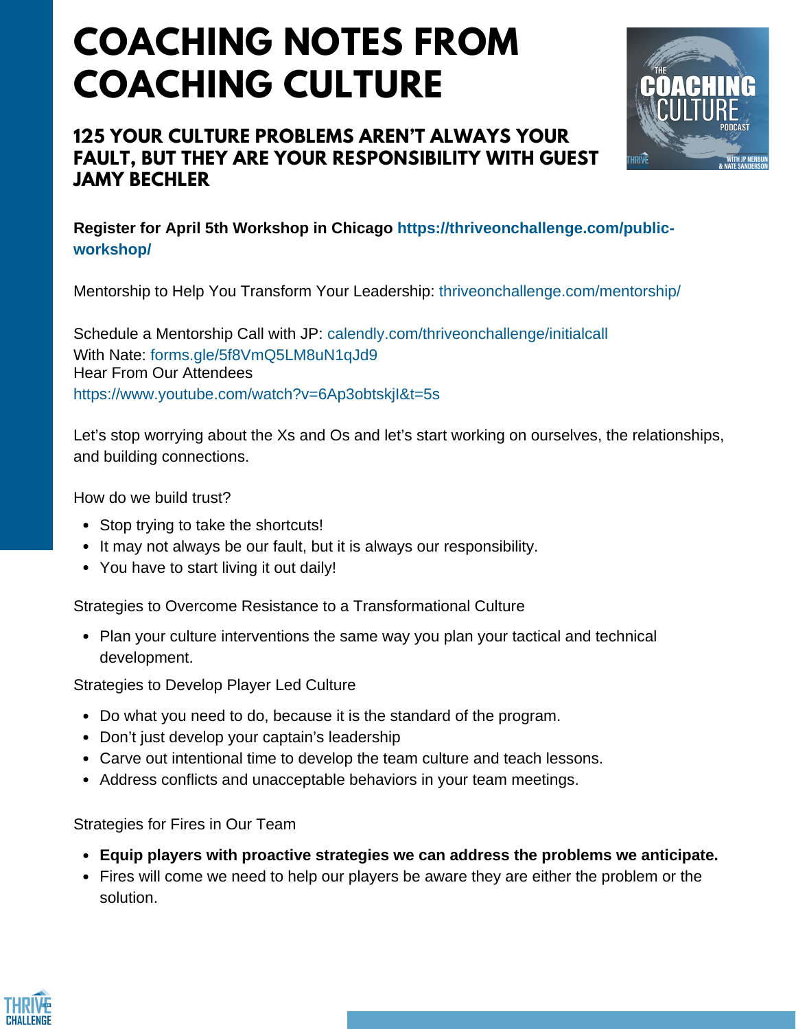# COACHING NOTES FROM COACHING CULTURE

## 125 YOUR CULTURE PROBLEMS AREN'T ALWAYS YOUR FAULT, BUT THEY ARE YOUR RESPONSIBILITY WITH GUEST JAMY BECHLER

**Register for April 5th Workshop in Chicago https://thriveonchallenge.com/public-workshop/**

Mentorship to Help You Transform Your Leadership: thriveonchallenge.com/mentorship/

Schedule a Mentorship Call with JP: calendly.com/thriveonchallenge/initialcall
With Nate: forms.gle/5f8VmQ5LM8uN1qJd9
Hear From Our Attendees
https://www.youtube.com/watch?v=6Ap3obtskjI&t=5s

Let's stop worrying about the Xs and Os and let's start working on ourselves, the relationships, and building connections.

How do we build trust?

- Stop trying to take the shortcuts!
- It may not always be our fault, but it is always our responsibility.
- You have to start living it out daily!

Strategies to Overcome Resistance to a Transformational Culture

- Plan your culture interventions the same way you plan your tactical and technical development.

Strategies to Develop Player Led Culture

- Do what you need to do, because it is the standard of the program.
- Don't just develop your captain's leadership
- Carve out intentional time to develop the team culture and teach lessons.
- Address conflicts and unacceptable behaviors in your team meetings.

Strategies for Fires in Our Team

- **Equip players with proactive strategies we can address the problems we anticipate.**
- Fires will come we need to help our players be aware they are either the problem or the solution.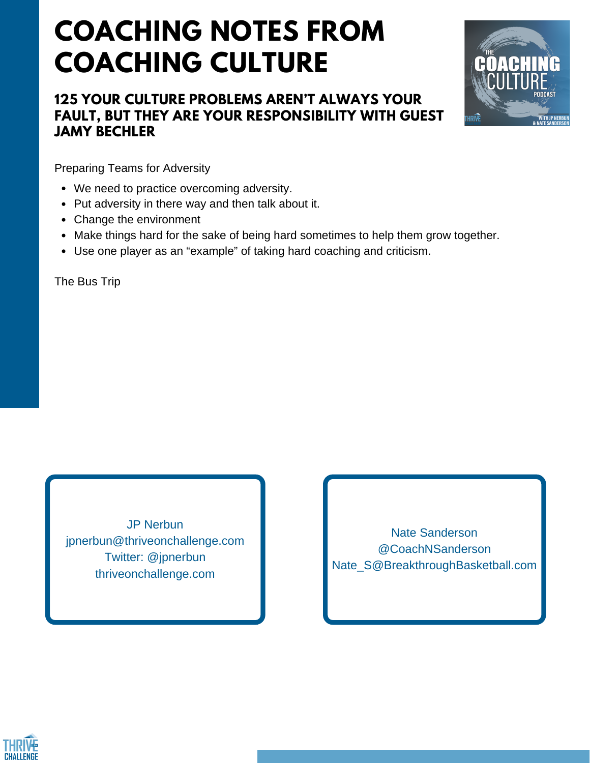# COACHING NOTES FROM COACHING CULTURE

### 125 YOUR CULTURE PROBLEMS AREN'T ALWAYS YOUR FAULT, BUT THEY ARE YOUR RESPONSIBILITY WITH GUEST JAMY BECHLER

Preparing Teams for Adversity

- We need to practice overcoming adversity.
- Put adversity in there way and then talk about it.
- Change the environment
- Make things hard for the sake of being hard sometimes to help them grow together.
- Use one player as an "example" of taking hard coaching and criticism.

The Bus Trip

JP Nerbun
jpnerbun@thriveonchallenge.com
Twitter: @jpnerbun
thriveonchallenge.com

Nate Sanderson
@CoachNSanderson
Nate_S@BreakthroughBasketball.com